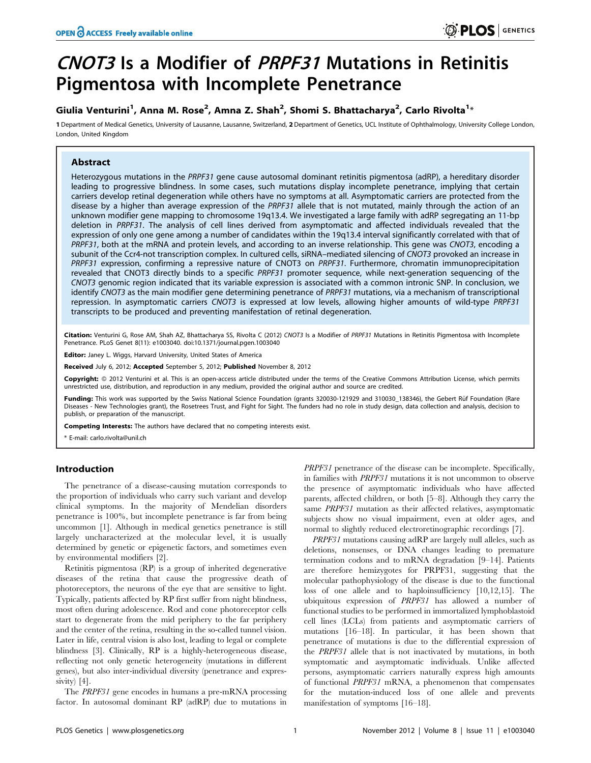# *CNOT3* Is a Modifier of *PRPF31* Mutations in Retinitis Pigmentosa with Incomplete Penetrance

**Giulia Venturini[1], Anna M. Rose[2], Amna Z. Shah[2], Shomi S. Bhattacharya[2], Carlo Rivolta[1]\***

**1** Department of Medical Genetics, University of Lausanne, Lausanne, Switzerland, **2** Department of Genetics, UCL Institute of Ophthalmology, University College London, London, United Kingdom

## Abstract

Heterozygous mutations in the *PRPF31* gene cause autosomal dominant retinitis pigmentosa (adRP), a hereditary disorder leading to progressive blindness. In some cases, such mutations display incomplete penetrance, implying that certain carriers develop retinal degeneration while others have no symptoms at all. Asymptomatic carriers are protected from the disease by a higher than average expression of the *PRPF31* allele that is not mutated, mainly through the action of an unknown modifier gene mapping to chromosome 19q13.4. We investigated a large family with adRP segregating an 11-bp deletion in *PRPF31*. The analysis of cell lines derived from asymptomatic and affected individuals revealed that the expression of only one gene among a number of candidates within the 19q13.4 interval significantly correlated with that of *PRPF31*, both at the mRNA and protein levels, and according to an inverse relationship. This gene was *CNOT3*, encoding a subunit of the Ccr4-not transcription complex. In cultured cells, siRNA–mediated silencing of *CNOT3* provoked an increase in *PRPF31* expression, confirming a repressive nature of CNOT3 on *PRPF31*. Furthermore, chromatin immunoprecipitation revealed that CNOT3 directly binds to a specific *PRPF31* promoter sequence, while next-generation sequencing of the *CNOT3* genomic region indicated that its variable expression is associated with a common intronic SNP. In conclusion, we identify *CNOT3* as the main modifier gene determining penetrance of *PRPF31* mutations, via a mechanism of transcriptional repression. In asymptomatic carriers *CNOT3* is expressed at low levels, allowing higher amounts of wild-type *PRPF31* transcripts to be produced and preventing manifestation of retinal degeneration.

**Citation:** Venturini G, Rose AM, Shah AZ, Bhattacharya SS, Rivolta C (2012) *CNOT3* Is a Modifier of *PRPF31* Mutations in Retinitis Pigmentosa with Incomplete Penetrance. PLoS Genet 8(11): e1003040. doi:10.1371/journal.pgen.1003040

**Editor:** Janey L. Wiggs, Harvard University, United States of America

**Received** July 6, 2012; **Accepted** September 5, 2012; **Published** November 8, 2012

**Copyright:** © 2012 Venturini et al. This is an open-access article distributed under the terms of the Creative Commons Attribution License, which permits unrestricted use, distribution, and reproduction in any medium, provided the original author and source are credited.

**Funding:** This work was supported by the Swiss National Science Foundation (grants 320030-121929 and 310030_138346), the Gebert Rüf Foundation (Rare Diseases - New Technologies grant), the Rosetrees Trust, and Fight for Sight. The funders had no role in study design, data collection and analysis, decision to publish, or preparation of the manuscript.

**Competing Interests:** The authors have declared that no competing interests exist.

\* E-mail: carlo.rivolta@unil.ch

## Introduction

The penetrance of a disease-causing mutation corresponds to the proportion of individuals who carry such variant and develop clinical symptoms. In the majority of Mendelian disorders penetrance is 100%, but incomplete penetrance is far from being uncommon [1]. Although in medical genetics penetrance is still largely uncharacterized at the molecular level, it is usually determined by genetic or epigenetic factors, and sometimes even by environmental modifiers [2].

Retinitis pigmentosa (RP) is a group of inherited degenerative diseases of the retina that cause the progressive death of photoreceptors, the neurons of the eye that are sensitive to light. Typically, patients affected by RP first suffer from night blindness, most often during adolescence. Rod and cone photoreceptor cells start to degenerate from the mid periphery to the far periphery and the center of the retina, resulting in the so-called tunnel vision. Later in life, central vision is also lost, leading to legal or complete blindness [3]. Clinically, RP is a highly-heterogeneous disease, reflecting not only genetic heterogeneity (mutations in different genes), but also inter-individual diversity (penetrance and expressivity) [4].

The *PRPF31* gene encodes in humans a pre-mRNA processing factor. In autosomal dominant RP (adRP) due to mutations in *PRPF31* penetrance of the disease can be incomplete. Specifically, in families with *PRPF31* mutations it is not uncommon to observe the presence of asymptomatic individuals who have affected parents, affected children, or both [5–8]. Although they carry the same *PRPF31* mutation as their affected relatives, asymptomatic subjects show no visual impairment, even at older ages, and normal to slightly reduced electroretinographic recordings [7].

*PRPF31* mutations causing adRP are largely null alleles, such as deletions, nonsenses, or DNA changes leading to premature termination codons and to mRNA degradation [9–14]. Patients are therefore hemizygotes for PRPF31, suggesting that the molecular pathophysiology of the disease is due to the functional loss of one allele and to haploinsufficiency [10,12,15]. The ubiquitous expression of *PRPF31* has allowed a number of functional studies to be performed in immortalized lymphoblastoid cell lines (LCLs) from patients and asymptomatic carriers of mutations [16–18]. In particular, it has been shown that penetrance of mutations is due to the differential expression of the *PRPF31* allele that is not inactivated by mutations, in both symptomatic and asymptomatic individuals. Unlike affected persons, asymptomatic carriers naturally express high amounts of functional *PRPF31* mRNA, a phenomenon that compensates for the mutation-induced loss of one allele and prevents manifestation of symptoms [16–18].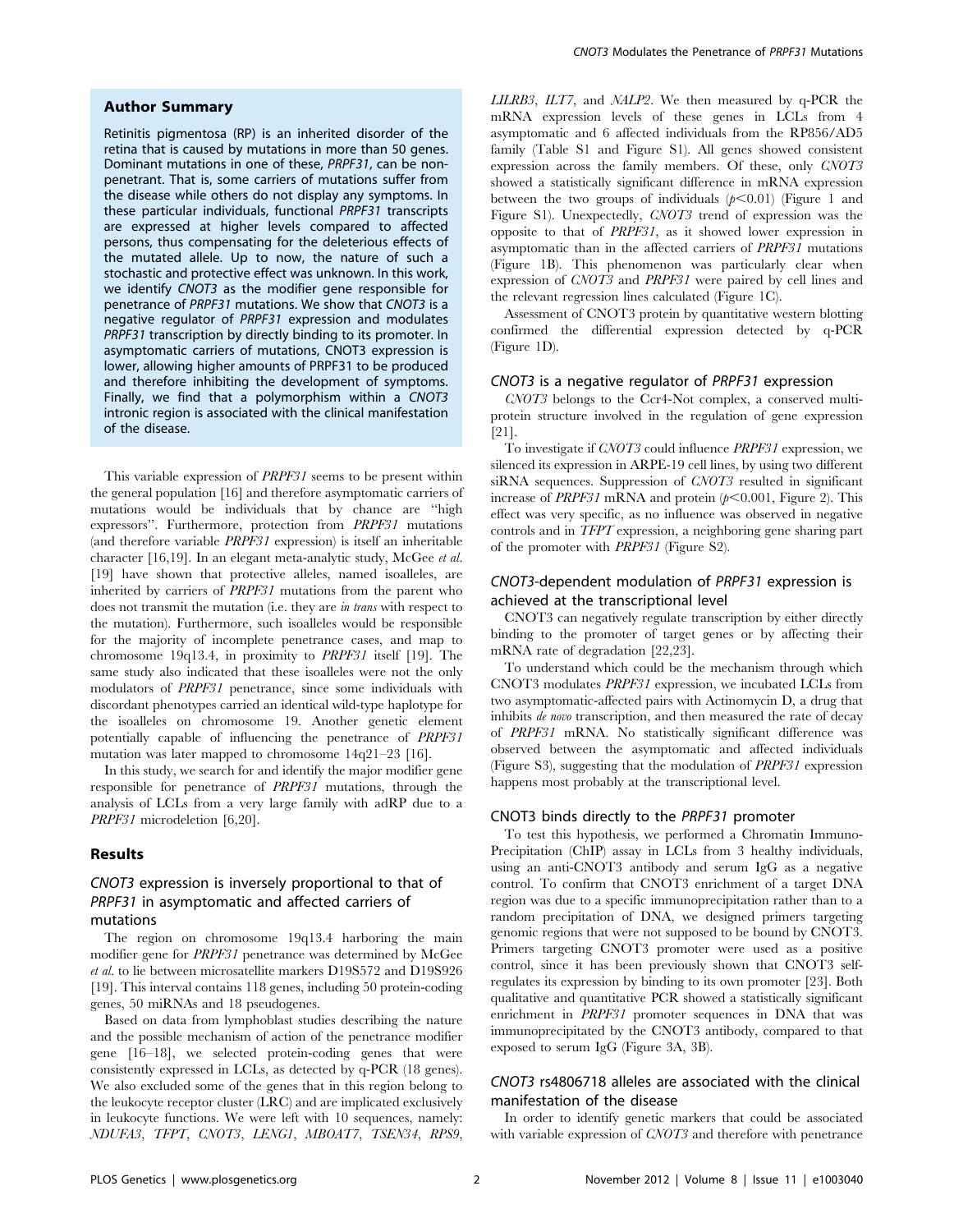## Author Summary

Retinitis pigmentosa (RP) is an inherited disorder of the retina that is caused by mutations in more than 50 genes. Dominant mutations in one of these, *PRPF31*, can be non-penetrant. That is, some carriers of mutations suffer from the disease while others do not display any symptoms. In these particular individuals, functional *PRPF31* transcripts are expressed at higher levels compared to affected persons, thus compensating for the deleterious effects of the mutated allele. Up to now, the nature of such a stochastic and protective effect was unknown. In this work, we identify *CNOT3* as the modifier gene responsible for penetrance of *PRPF31* mutations. We show that *CNOT3* is a negative regulator of *PRPF31* expression and modulates *PRPF31* transcription by directly binding to its promoter. In asymptomatic carriers of mutations, CNOT3 expression is lower, allowing higher amounts of PRPF31 to be produced and therefore inhibiting the development of symptoms. Finally, we find that a polymorphism within a *CNOT3* intronic region is associated with the clinical manifestation of the disease.

This variable expression of *PRPF31* seems to be present within the general population [16] and therefore asymptomatic carriers of mutations would be individuals that by chance are "high expressors". Furthermore, protection from *PRPF31* mutations (and therefore variable *PRPF31* expression) is itself an inheritable character [16,19]. In an elegant meta-analytic study, McGee *et al.* [19] have shown that protective alleles, named isoalleles, are inherited by carriers of *PRPF31* mutations from the parent who does not transmit the mutation (i.e. they are *in trans* with respect to the mutation). Furthermore, such isoalleles would be responsible for the majority of incomplete penetrance cases, and map to chromosome 19q13.4, in proximity to *PRPF31* itself [19]. The same study also indicated that these isoalleles were not the only modulators of *PRPF31* penetrance, since some individuals with discordant phenotypes carried an identical wild-type haplotype for the isoalleles on chromosome 19. Another genetic element potentially capable of influencing the penetrance of *PRPF31* mutation was later mapped to chromosome 14q21–23 [16].

In this study, we search for and identify the major modifier gene responsible for penetrance of *PRPF31* mutations, through the analysis of LCLs from a very large family with adRP due to a *PRPF31* microdeletion [6,20].

## Results

### *CNOT3* expression is inversely proportional to that of *PRPF31* in asymptomatic and affected carriers of mutations

The region on chromosome 19q13.4 harboring the main modifier gene for *PRPF31* penetrance was determined by McGee *et al.* to lie between microsatellite markers D19S572 and D19S926 [19]. This interval contains 118 genes, including 50 protein-coding genes, 50 miRNAs and 18 pseudogenes.

Based on data from lymphoblast studies describing the nature and the possible mechanism of action of the penetrance modifier gene [16–18], we selected protein-coding genes that were consistently expressed in LCLs, as detected by q-PCR (18 genes). We also excluded some of the genes that in this region belong to the leukocyte receptor cluster (LRC) and are implicated exclusively in leukocyte functions. We were left with 10 sequences, namely: *NDUFA3*, *TFPT*, *CNOT3*, *LENG1*, *MBOAT7*, *TSEN34*, *RPS9*, *LILRB3*, *ILT7*, and *NALP2*. We then measured by q-PCR the mRNA expression levels of these genes in LCLs from 4 asymptomatic and 6 affected individuals from the RP856/AD5 family (Table S1 and Figure S1). All genes showed consistent expression across the family members. Of these, only *CNOT3* showed a statistically significant difference in mRNA expression between the two groups of individuals ($p<0.01$) (Figure 1 and Figure S1). Unexpectedly, *CNOT3* trend of expression was the opposite to that of *PRPF31*, as it showed lower expression in asymptomatic than in the affected carriers of *PRPF31* mutations (Figure 1B). This phenomenon was particularly clear when expression of *CNOT3* and *PRPF31* were paired by cell lines and the relevant regression lines calculated (Figure 1C).

Assessment of CNOT3 protein by quantitative western blotting confirmed the differential expression detected by q-PCR (Figure 1D).

### *CNOT3* is a negative regulator of *PRPF31* expression

*CNOT3* belongs to the Ccr4-Not complex, a conserved multi-protein structure involved in the regulation of gene expression [21].

To investigate if *CNOT3* could influence *PRPF31* expression, we silenced its expression in ARPE-19 cell lines, by using two different siRNA sequences. Suppression of *CNOT3* resulted in significant increase of *PRPF31* mRNA and protein ($p<0.001$, Figure 2). This effect was very specific, as no influence was observed in negative controls and in *TFPT* expression, a neighboring gene sharing part of the promoter with *PRPF31* (Figure S2).

### *CNOT3*-dependent modulation of *PRPF31* expression is achieved at the transcriptional level

CNOT3 can negatively regulate transcription by either directly binding to the promoter of target genes or by affecting their mRNA rate of degradation [22,23].

To understand which could be the mechanism through which CNOT3 modulates *PRPF31* expression, we incubated LCLs from two asymptomatic-affected pairs with Actinomycin D, a drug that inhibits *de novo* transcription, and then measured the rate of decay of *PRPF31* mRNA. No statistically significant difference was observed between the asymptomatic and affected individuals (Figure S3), suggesting that the modulation of *PRPF31* expression happens most probably at the transcriptional level.

### CNOT3 binds directly to the *PRPF31* promoter

To test this hypothesis, we performed a Chromatin Immuno-Precipitation (ChIP) assay in LCLs from 3 healthy individuals, using an anti-CNOT3 antibody and serum IgG as a negative control. To confirm that CNOT3 enrichment of a target DNA region was due to a specific immunoprecipitation rather than to a random precipitation of DNA, we designed primers targeting genomic regions that were not supposed to be bound by CNOT3. Primers targeting CNOT3 promoter were used as a positive control, since it has been previously shown that CNOT3 self-regulates its expression by binding to its own promoter [23]. Both qualitative and quantitative PCR showed a statistically significant enrichment in *PRPF31* promoter sequences in DNA that was immunoprecipitated by the CNOT3 antibody, compared to that exposed to serum IgG (Figure 3A, 3B).

### *CNOT3* rs4806718 alleles are associated with the clinical manifestation of the disease

In order to identify genetic markers that could be associated with variable expression of *CNOT3* and therefore with penetrance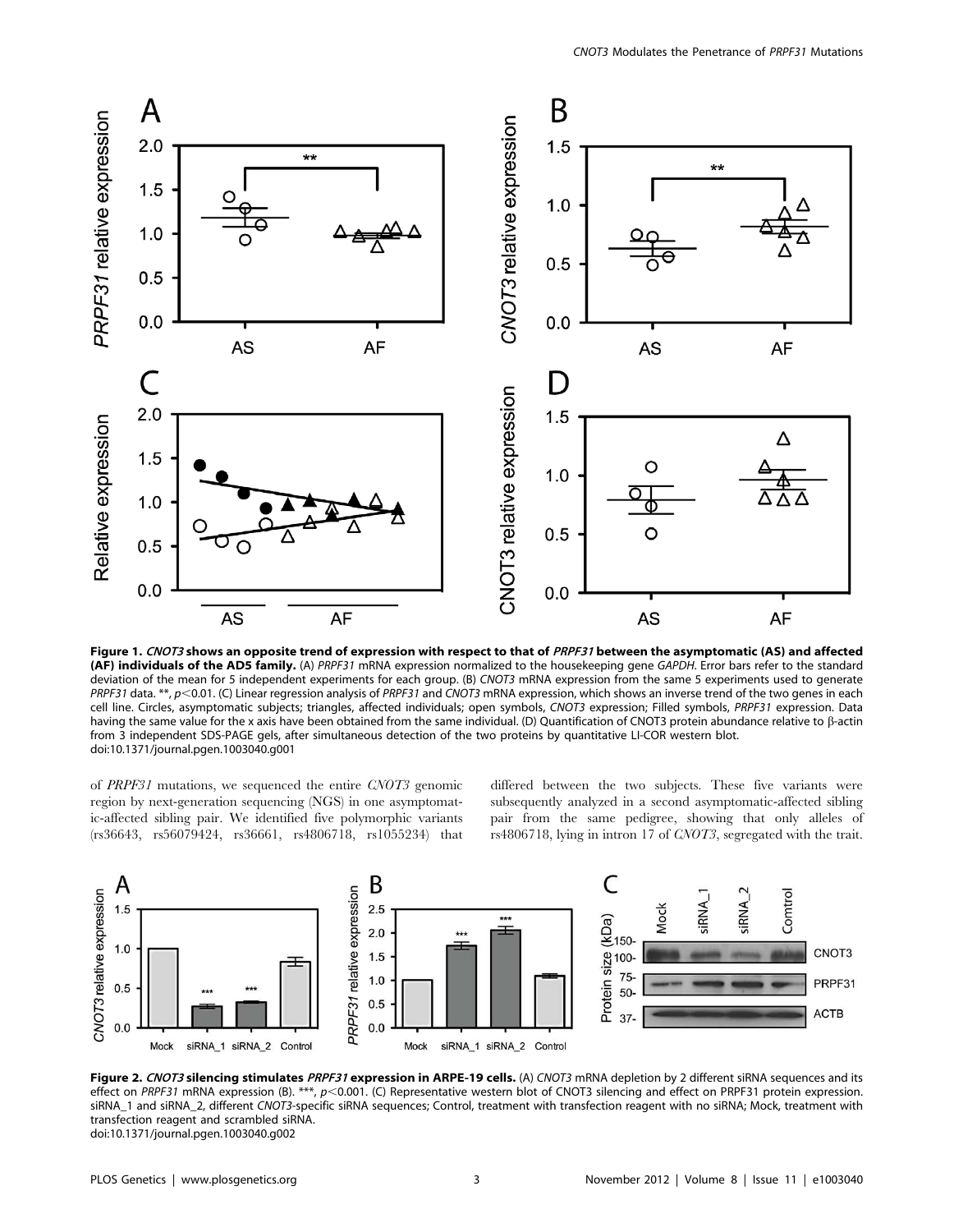**Figure 1. *CNOT3* shows an opposite trend of expression with respect to that of *PRPF31* between the asymptomatic (AS) and affected (AF) individuals of the AD5 family.** (A) *PRPF31* mRNA expression normalized to the housekeeping gene *GAPDH*. Error bars refer to the standard deviation of the mean for 5 independent experiments for each group. (B) *CNOT3* mRNA expression from the same 5 experiments used to generate *PRPF31* data. **, $p<0.01$. (C) Linear regression analysis of *PRPF31* and *CNOT3* mRNA expression, which shows an inverse trend of the two genes in each cell line. Circles, asymptomatic subjects; triangles, affected individuals; open symbols, *CNOT3* expression; Filled symbols, *PRPF31* expression. Data having the same value for the x axis have been obtained from the same individual. (D) Quantification of CNOT3 protein abundance relative to β-actin from 3 independent SDS-PAGE gels, after simultaneous detection of the two proteins by quantitative LI-COR western blot.
doi:10.1371/journal.pgen.1003040.g001

of *PRPF31* mutations, we sequenced the entire *CNOT3* genomic region by next-generation sequencing (NGS) in one asymptomatic-affected sibling pair. We identified five polymorphic variants (rs36643, rs56079424, rs36661, rs4806718, rs1055234) that differed between the two subjects. These five variants were subsequently analyzed in a second asymptomatic-affected sibling pair from the same pedigree, showing that only alleles of rs4806718, lying in intron 17 of *CNOT3*, segregated with the trait.

**Figure 2. *CNOT3* silencing stimulates *PRPF31* expression in ARPE-19 cells.** (A) *CNOT3* mRNA depletion by 2 different siRNA sequences and its effect on *PRPF31* mRNA expression (B). ***, $p<0.001$. (C) Representative western blot of CNOT3 silencing and effect on PRPF31 protein expression. siRNA_1 and siRNA_2, different *CNOT3*-specific siRNA sequences; Control, treatment with transfection reagent with no siRNA; Mock, treatment with transfection reagent and scrambled siRNA.
doi:10.1371/journal.pgen.1003040.g002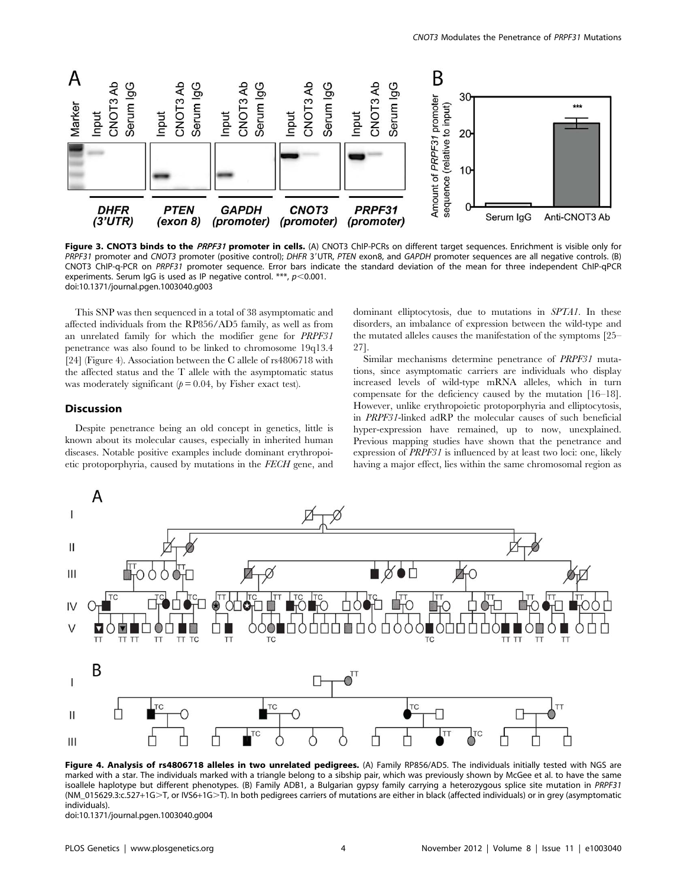**Figure 3. CNOT3 binds to the *PRPF31* promoter in cells.** (A) CNOT3 ChIP-PCRs on different target sequences. Enrichment is visible only for *PRPF31* promoter and *CNOT3* promoter (positive control); *DHFR* 3′UTR, *PTEN* exon8, and *GAPDH* promoter sequences are all negative controls. (B) CNOT3 ChIP-q-PCR on *PRPF31* promoter sequence. Error bars indicate the standard deviation of the mean for three independent ChIP-qPCR experiments. Serum IgG is used as IP negative control. ***, $p < 0.001$.
doi:10.1371/journal.pgen.1003040.g003

This SNP was then sequenced in a total of 38 asymptomatic and affected individuals from the RP856/AD5 family, as well as from an unrelated family for which the modifier gene for *PRPF31* penetrance was also found to be linked to chromosome 19q13.4 [24] (Figure 4). Association between the C allele of rs4806718 with the affected status and the T allele with the asymptomatic status was moderately significant ($p = 0.04$, by Fisher exact test).

## Discussion

Despite penetrance being an old concept in genetics, little is known about its molecular causes, especially in inherited human diseases. Notable positive examples include dominant erythropoietic protoporphyria, caused by mutations in the *FECH* gene, and dominant elliptocytosis, due to mutations in *SPTA1*. In these disorders, an imbalance of expression between the wild-type and the mutated alleles causes the manifestation of the symptoms [25–27].

Similar mechanisms determine penetrance of *PRPF31* mutations, since asymptomatic carriers are individuals who display increased levels of wild-type mRNA alleles, which in turn compensate for the deficiency caused by the mutation [16–18]. However, unlike erythropoietic protoporphyria and elliptocytosis, in *PRPF31*-linked adRP the molecular causes of such beneficial hyper-expression have remained, up to now, unexplained. Previous mapping studies have shown that the penetrance and expression of *PRPF31* is influenced by at least two loci: one, likely having a major effect, lies within the same chromosomal region as

**Figure 4. Analysis of rs4806718 alleles in two unrelated pedigrees.** (A) Family RP856/AD5. The individuals initially tested with NGS are marked with a star. The individuals marked with a triangle belong to a sibship pair, which was previously shown by McGee et al. to have the same isoallele haplotype but different phenotypes. (B) Family ADB1, a Bulgarian gypsy family carrying a heterozygous splice site mutation in *PRPF31* (NM_015629.3:c.527+1G>T, or IVS6+1G>T). In both pedigrees carriers of mutations are either in black (affected individuals) or in grey (asymptomatic individuals).
doi:10.1371/journal.pgen.1003040.g004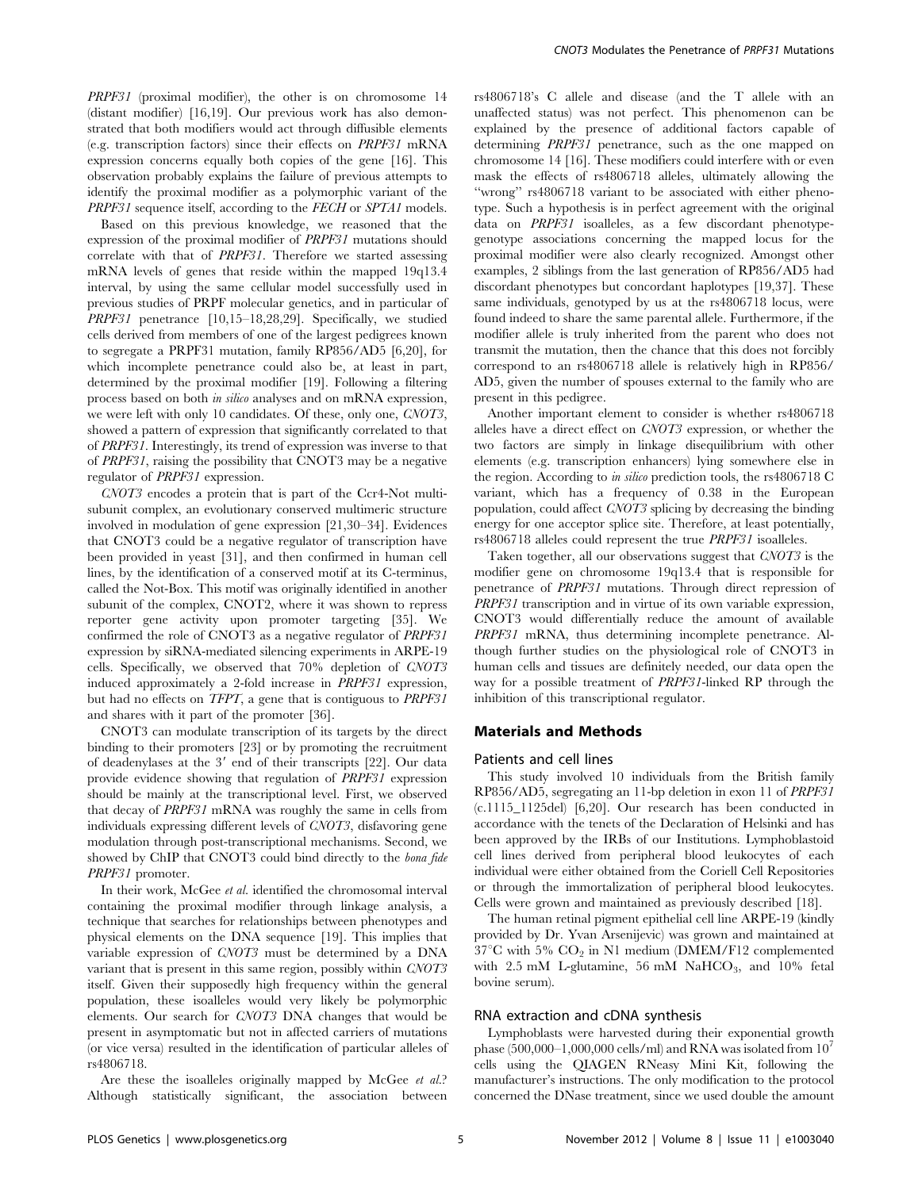*PRPF31* (proximal modifier), the other is on chromosome 14 (distant modifier) [16,19]. Our previous work has also demonstrated that both modifiers would act through diffusible elements (e.g. transcription factors) since their effects on *PRPF31* mRNA expression concerns equally both copies of the gene [16]. This observation probably explains the failure of previous attempts to identify the proximal modifier as a polymorphic variant of the *PRPF31* sequence itself, according to the *FECH* or *SPTA1* models.

Based on this previous knowledge, we reasoned that the expression of the proximal modifier of *PRPF31* mutations should correlate with that of *PRPF31*. Therefore we started assessing mRNA levels of genes that reside within the mapped 19q13.4 interval, by using the same cellular model successfully used in previous studies of PRPF molecular genetics, and in particular of *PRPF31* penetrance [10,15–18,28,29]. Specifically, we studied cells derived from members of one of the largest pedigrees known to segregate a PRPF31 mutation, family RP856/AD5 [6,20], for which incomplete penetrance could also be, at least in part, determined by the proximal modifier [19]. Following a filtering process based on both *in silico* analyses and on mRNA expression, we were left with only 10 candidates. Of these, only one, *CNOT3*, showed a pattern of expression that significantly correlated to that of *PRPF31*. Interestingly, its trend of expression was inverse to that of *PRPF31*, raising the possibility that CNOT3 may be a negative regulator of *PRPF31* expression.

*CNOT3* encodes a protein that is part of the Ccr4-Not multi-subunit complex, an evolutionary conserved multimeric structure involved in modulation of gene expression [21,30–34]. Evidences that CNOT3 could be a negative regulator of transcription have been provided in yeast [31], and then confirmed in human cell lines, by the identification of a conserved motif at its C-terminus, called the Not-Box. This motif was originally identified in another subunit of the complex, CNOT2, where it was shown to repress reporter gene activity upon promoter targeting [35]. We confirmed the role of CNOT3 as a negative regulator of *PRPF31* expression by siRNA-mediated silencing experiments in ARPE-19 cells. Specifically, we observed that 70% depletion of *CNOT3* induced approximately a 2-fold increase in *PRPF31* expression, but had no effects on *TFPT*, a gene that is contiguous to *PRPF31* and shares with it part of the promoter [36].

CNOT3 can modulate transcription of its targets by the direct binding to their promoters [23] or by promoting the recruitment of deadenylases at the 3′ end of their transcripts [22]. Our data provide evidence showing that regulation of *PRPF31* expression should be mainly at the transcriptional level. First, we observed that decay of *PRPF31* mRNA was roughly the same in cells from individuals expressing different levels of *CNOT3*, disfavoring gene modulation through post-transcriptional mechanisms. Second, we showed by ChIP that CNOT3 could bind directly to the *bona fide* *PRPF31* promoter.

In their work, McGee *et al.* identified the chromosomal interval containing the proximal modifier through linkage analysis, a technique that searches for relationships between phenotypes and physical elements on the DNA sequence [19]. This implies that variable expression of *CNOT3* must be determined by a DNA variant that is present in this same region, possibly within *CNOT3* itself. Given their supposedly high frequency within the general population, these isoalleles would very likely be polymorphic elements. Our search for *CNOT3* DNA changes that would be present in asymptomatic but not in affected carriers of mutations (or vice versa) resulted in the identification of particular alleles of rs4806718.

Are these the isoalleles originally mapped by McGee *et al.*? Although statistically significant, the association between rs4806718's C allele and disease (and the T allele with an unaffected status) was not perfect. This phenomenon can be explained by the presence of additional factors capable of determining *PRPF31* penetrance, such as the one mapped on chromosome 14 [16]. These modifiers could interfere with or even mask the effects of rs4806718 alleles, ultimately allowing the "wrong" rs4806718 variant to be associated with either phenotype. Such a hypothesis is in perfect agreement with the original data on *PRPF31* isoalleles, as a few discordant phenotype-genotype associations concerning the mapped locus for the proximal modifier were also clearly recognized. Amongst other examples, 2 siblings from the last generation of RP856/AD5 had discordant phenotypes but concordant haplotypes [19,37]. These same individuals, genotyped by us at the rs4806718 locus, were found indeed to share the same parental allele. Furthermore, if the modifier allele is truly inherited from the parent who does not transmit the mutation, then the chance that this does not forcibly correspond to an rs4806718 allele is relatively high in RP856/AD5, given the number of spouses external to the family who are present in this pedigree.

Another important element to consider is whether rs4806718 alleles have a direct effect on *CNOT3* expression, or whether the two factors are simply in linkage disequilibrium with other elements (e.g. transcription enhancers) lying somewhere else in the region. According to *in silico* prediction tools, the rs4806718 C variant, which has a frequency of 0.38 in the European population, could affect *CNOT3* splicing by decreasing the binding energy for one acceptor splice site. Therefore, at least potentially, rs4806718 alleles could represent the true *PRPF31* isoalleles.

Taken together, all our observations suggest that *CNOT3* is the modifier gene on chromosome 19q13.4 that is responsible for penetrance of *PRPF31* mutations. Through direct repression of *PRPF31* transcription and in virtue of its own variable expression, CNOT3 would differentially reduce the amount of available *PRPF31* mRNA, thus determining incomplete penetrance. Although further studies on the physiological role of CNOT3 in human cells and tissues are definitely needed, our data open the way for a possible treatment of *PRPF31*-linked RP through the inhibition of this transcriptional regulator.

## Materials and Methods

### Patients and cell lines

This study involved 10 individuals from the British family RP856/AD5, segregating an 11-bp deletion in exon 11 of *PRPF31* (c.1115_1125del) [6,20]. Our research has been conducted in accordance with the tenets of the Declaration of Helsinki and has been approved by the IRBs of our Institutions. Lymphoblastoid cell lines derived from peripheral blood leukocytes of each individual were either obtained from the Coriell Cell Repositories or through the immortalization of peripheral blood leukocytes. Cells were grown and maintained as previously described [18].

The human retinal pigment epithelial cell line ARPE-19 (kindly provided by Dr. Yvan Arsenijevic) was grown and maintained at 37°C with 5% $CO_2$ in N1 medium (DMEM/F12 complemented with 2.5 mM L-glutamine, 56 mM $NaHCO_3$, and 10% fetal bovine serum).

### RNA extraction and cDNA synthesis

Lymphoblasts were harvested during their exponential growth phase (500,000–1,000,000 cells/ml) and RNA was isolated from $10^7$ cells using the QIAGEN RNeasy Mini Kit, following the manufacturer's instructions. The only modification to the protocol concerned the DNase treatment, since we used double the amount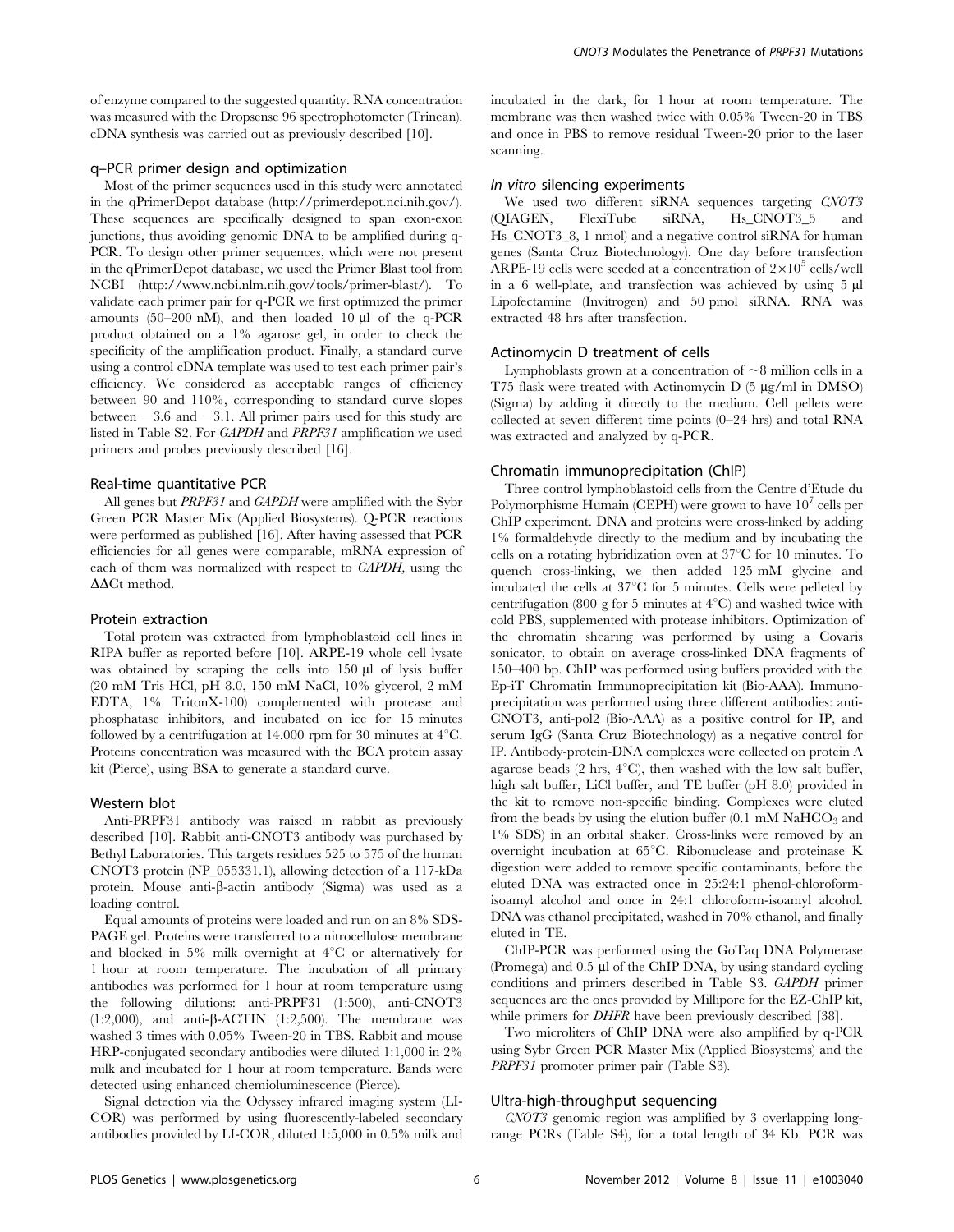of enzyme compared to the suggested quantity. RNA concentration was measured with the Dropsense 96 spectrophotometer (Trinean). cDNA synthesis was carried out as previously described [10].

### q–PCR primer design and optimization

Most of the primer sequences used in this study were annotated in the qPrimerDepot database (http://primerdepot.nci.nih.gov/). These sequences are specifically designed to span exon-exon junctions, thus avoiding genomic DNA to be amplified during q-PCR. To design other primer sequences, which were not present in the qPrimerDepot database, we used the Primer Blast tool from NCBI (http://www.ncbi.nlm.nih.gov/tools/primer-blast/). To validate each primer pair for q-PCR we first optimized the primer amounts (50–200 nM), and then loaded 10 µl of the q-PCR product obtained on a 1% agarose gel, in order to check the specificity of the amplification product. Finally, a standard curve using a control cDNA template was used to test each primer pair's efficiency. We considered as acceptable ranges of efficiency between 90 and 110%, corresponding to standard curve slopes between −3.6 and −3.1. All primer pairs used for this study are listed in Table S2. For *GAPDH* and *PRPF31* amplification we used primers and probes previously described [16].

### Real-time quantitative PCR

All genes but *PRPF31* and *GAPDH* were amplified with the Sybr Green PCR Master Mix (Applied Biosystems). Q-PCR reactions were performed as published [16]. After having assessed that PCR efficiencies for all genes were comparable, mRNA expression of each of them was normalized with respect to *GAPDH*, using the ΔΔCt method.

### Protein extraction

Total protein was extracted from lymphoblastoid cell lines in RIPA buffer as reported before [10]. ARPE-19 whole cell lysate was obtained by scraping the cells into 150 µl of lysis buffer (20 mM Tris HCl, pH 8.0, 150 mM NaCl, 10% glycerol, 2 mM EDTA, 1% TritonX-100) complemented with protease and phosphatase inhibitors, and incubated on ice for 15 minutes followed by a centrifugation at 14.000 rpm for 30 minutes at 4°C. Proteins concentration was measured with the BCA protein assay kit (Pierce), using BSA to generate a standard curve.

### Western blot

Anti-PRPF31 antibody was raised in rabbit as previously described [10]. Rabbit anti-CNOT3 antibody was purchased by Bethyl Laboratories. This targets residues 525 to 575 of the human CNOT3 protein (NP_055331.1), allowing detection of a 117-kDa protein. Mouse anti-β-actin antibody (Sigma) was used as a loading control.

Equal amounts of proteins were loaded and run on an 8% SDS-PAGE gel. Proteins were transferred to a nitrocellulose membrane and blocked in 5% milk overnight at 4°C or alternatively for 1 hour at room temperature. The incubation of all primary antibodies was performed for 1 hour at room temperature using the following dilutions: anti-PRPF31 (1:500), anti-CNOT3 (1:2,000), and anti-β-ACTIN (1:2,500). The membrane was washed 3 times with 0.05% Tween-20 in TBS. Rabbit and mouse HRP-conjugated secondary antibodies were diluted 1:1,000 in 2% milk and incubated for 1 hour at room temperature. Bands were detected using enhanced chemiluminescence (Pierce).

Signal detection via the Odyssey infrared imaging system (LI-COR) was performed by using fluorescently-labeled secondary antibodies provided by LI-COR, diluted 1:5,000 in 0.5% milk and incubated in the dark, for 1 hour at room temperature. The membrane was then washed twice with 0.05% Tween-20 in TBS and once in PBS to remove residual Tween-20 prior to the laser scanning.

### *In vitro* silencing experiments

We used two different siRNA sequences targeting *CNOT3* (QIAGEN, FlexiTube siRNA, Hs_CNOT3_5 and Hs_CNOT3_8, 1 nmol) and a negative control siRNA for human genes (Santa Cruz Biotechnology). One day before transfection ARPE-19 cells were seeded at a concentration of $2\times10^5$ cells/well in a 6 well-plate, and transfection was achieved by using 5 µl Lipofectamine (Invitrogen) and 50 pmol siRNA. RNA was extracted 48 hrs after transfection.

### Actinomycin D treatment of cells

Lymphoblasts grown at a concentration of ~8 million cells in a T75 flask were treated with Actinomycin D (5 µg/ml in DMSO) (Sigma) by adding it directly to the medium. Cell pellets were collected at seven different time points (0–24 hrs) and total RNA was extracted and analyzed by q-PCR.

### Chromatin immunoprecipitation (ChIP)

Three control lymphoblastoid cells from the Centre d'Etude du Polymorphisme Humain (CEPH) were grown to have $10^7$ cells per ChIP experiment. DNA and proteins were cross-linked by adding 1% formaldehyde directly to the medium and by incubating the cells on a rotating hybridization oven at 37°C for 10 minutes. To quench cross-linking, we then added 125 mM glycine and incubated the cells at 37°C for 5 minutes. Cells were pelleted by centrifugation (800 g for 5 minutes at 4°C) and washed twice with cold PBS, supplemented with protease inhibitors. Optimization of the chromatin shearing was performed by using a Covaris sonicator, to obtain on average cross-linked DNA fragments of 150–400 bp. ChIP was performed using buffers provided with the Ep-iT Chromatin Immunoprecipitation kit (Bio-AAA). Immunoprecipitation was performed using three different antibodies: anti-CNOT3, anti-pol2 (Bio-AAA) as a positive control for IP, and serum IgG (Santa Cruz Biotechnology) as a negative control for IP. Antibody-protein-DNA complexes were collected on protein A agarose beads (2 hrs, 4°C), then washed with the low salt buffer, high salt buffer, LiCl buffer, and TE buffer (pH 8.0) provided in the kit to remove non-specific binding. Complexes were eluted from the beads by using the elution buffer (0.1 mM $NaHCO_3$ and 1% SDS) in an orbital shaker. Cross-links were removed by an overnight incubation at 65°C. Ribonuclease and proteinase K digestion were added to remove specific contaminants, before the eluted DNA was extracted once in 25:24:1 phenol-chloroform-isoamyl alcohol and once in 24:1 chloroform-isoamyl alcohol. DNA was ethanol precipitated, washed in 70% ethanol, and finally eluted in TE.

ChIP-PCR was performed using the GoTaq DNA Polymerase (Promega) and 0.5 µl of the ChIP DNA, by using standard cycling conditions and primers described in Table S3. *GAPDH* primer sequences are the ones provided by Millipore for the EZ-ChIP kit, while primers for *DHFR* have been previously described [38].

Two microliters of ChIP DNA were also amplified by q-PCR using Sybr Green PCR Master Mix (Applied Biosystems) and the *PRPF31* promoter primer pair (Table S3).

### Ultra-high-throughput sequencing

*CNOT3* genomic region was amplified by 3 overlapping long-range PCRs (Table S4), for a total length of 34 Kb. PCR was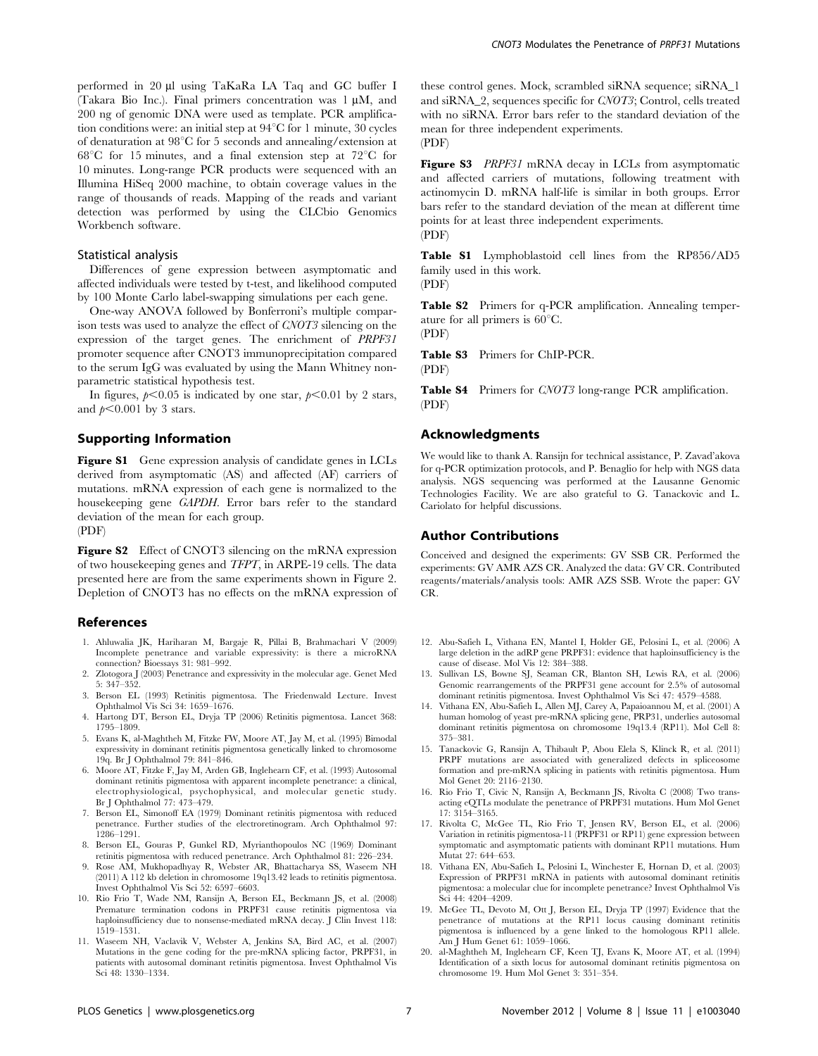performed in 20 µl using TaKaRa LA Taq and GC buffer I (Takara Bio Inc.). Final primers concentration was 1 µM, and 200 ng of genomic DNA were used as template. PCR amplification conditions were: an initial step at 94°C for 1 minute, 30 cycles of denaturation at 98°C for 5 seconds and annealing/extension at 68°C for 15 minutes, and a final extension step at 72°C for 10 minutes. Long-range PCR products were sequenced with an Illumina HiSeq 2000 machine, to obtain coverage values in the range of thousands of reads. Mapping of the reads and variant detection was performed by using the CLCbio Genomics Workbench software.

### Statistical analysis

Differences of gene expression between asymptomatic and affected individuals were tested by t-test, and likelihood computed by 100 Monte Carlo label-swapping simulations per each gene.

One-way ANOVA followed by Bonferroni's multiple comparison tests was used to analyze the effect of *CNOT3* silencing on the expression of the target genes. The enrichment of *PRPF31* promoter sequence after CNOT3 immunoprecipitation compared to the serum IgG was evaluated by using the Mann Whitney non-parametric statistical hypothesis test.

In figures, $p<0.05$ is indicated by one star, $p<0.01$ by 2 stars, and $p<0.001$ by 3 stars.

## Supporting Information

**Figure S1** Gene expression analysis of candidate genes in LCLs derived from asymptomatic (AS) and affected (AF) carriers of mutations. mRNA expression of each gene is normalized to the housekeeping gene *GAPDH*. Error bars refer to the standard deviation of the mean for each group.
(PDF)

**Figure S2** Effect of CNOT3 silencing on the mRNA expression of two housekeeping genes and *TFPT*, in ARPE-19 cells. The data presented here are from the same experiments shown in Figure 2. Depletion of CNOT3 has no effects on the mRNA expression of these control genes. Mock, scrambled siRNA sequence; siRNA_1 and siRNA_2, sequences specific for *CNOT3*; Control, cells treated with no siRNA. Error bars refer to the standard deviation of the mean for three independent experiments.
(PDF)

**Figure S3** *PRPF31* mRNA decay in LCLs from asymptomatic and affected carriers of mutations, following treatment with actinomycin D. mRNA half-life is similar in both groups. Error bars refer to the standard deviation of the mean at different time points for at least three independent experiments.
(PDF)

**Table S1** Lymphoblastoid cell lines from the RP856/AD5 family used in this work.
(PDF)

**Table S2** Primers for q-PCR amplification. Annealing temperature for all primers is 60°C.
(PDF)

**Table S3** Primers for ChIP-PCR.
(PDF)

**Table S4** Primers for *CNOT3* long-range PCR amplification.
(PDF)

## Acknowledgments

We would like to thank A. Ransijn for technical assistance, P. Zavad'akova for q-PCR optimization protocols, and P. Benaglio for help with NGS data analysis. NGS sequencing was performed at the Lausanne Genomic Technologies Facility. We are also grateful to G. Tanackovic and L. Cariolato for helpful discussions.

## Author Contributions

Conceived and designed the experiments: GV SSB CR. Performed the experiments: GV AMR AZS CR. Analyzed the data: GV CR. Contributed reagents/materials/analysis tools: AMR AZS SSB. Wrote the paper: GV CR.

## References

1. Ahluwalia JK, Hariharan M, Bargaje R, Pillai B, Brahmachari V (2009) Incomplete penetrance and variable expressivity: is there a microRNA connection? Bioessays 31: 981–992.
2. Zlotogora J (2003) Penetrance and expressivity in the molecular age. Genet Med 5: 347–352.
3. Berson EL (1993) Retinitis pigmentosa. The Friedenwald Lecture. Invest Ophthalmol Vis Sci 34: 1659–1676.
4. Hartong DT, Berson EL, Dryja TP (2006) Retinitis pigmentosa. Lancet 368: 1795–1809.
5. Evans K, al-Maghtheh M, Fitzke FW, Moore AT, Jay M, et al. (1995) Bimodal expressivity in dominant retinitis pigmentosa genetically linked to chromosome 19q. Br J Ophthalmol 79: 841–846.
6. Moore AT, Fitzke F, Jay M, Arden GB, Inglehearn CF, et al. (1993) Autosomal dominant retinitis pigmentosa with apparent incomplete penetrance: a clinical, electrophysiological, psychophysical, and molecular genetic study. Br J Ophthalmol 77: 473–479.
7. Berson EL, Simonoff EA (1979) Dominant retinitis pigmentosa with reduced penetrance. Further studies of the electroretinogram. Arch Ophthalmol 97: 1286–1291.
8. Berson EL, Gouras P, Gunkel RD, Myrianthopoulos NC (1969) Dominant retinitis pigmentosa with reduced penetrance. Arch Ophthalmol 81: 226–234.
9. Rose AM, Mukhopadhyay R, Webster AR, Bhattacharya SS, Waseem NH (2011) A 112 kb deletion in chromosome 19q13.42 leads to retinitis pigmentosa. Invest Ophthalmol Vis Sci 52: 6597–6603.
10. Rio Frio T, Wade NM, Ransijn A, Berson EL, Beckmann JS, et al. (2008) Premature termination codons in PRPF31 cause retinitis pigmentosa via haploinsufficiency due to nonsense-mediated mRNA decay. J Clin Invest 118: 1519–1531.
11. Waseem NH, Vaclavik V, Webster A, Jenkins SA, Bird AC, et al. (2007) Mutations in the gene coding for the pre-mRNA splicing factor, PRPF31, in patients with autosomal dominant retinitis pigmentosa. Invest Ophthalmol Vis Sci 48: 1330–1334.
12. Abu-Safieh L, Vithana EN, Mantel I, Holder GE, Pelosini L, et al. (2006) A large deletion in the adRP gene PRPF31: evidence that haploinsufficiency is the cause of disease. Mol Vis 12: 384–388.
13. Sullivan LS, Bowne SJ, Seaman CR, Blanton SH, Lewis RA, et al. (2006) Genomic rearrangements of the PRPF31 gene account for 2.5% of autosomal dominant retinitis pigmentosa. Invest Ophthalmol Vis Sci 47: 4579–4588.
14. Vithana EN, Abu-Safieh L, Allen MJ, Carey A, Papaioannou M, et al. (2001) A human homolog of yeast pre-mRNA splicing gene, PRP31, underlies autosomal dominant retinitis pigmentosa on chromosome 19q13.4 (RP11). Mol Cell 8: 375–381.
15. Tanackovic G, Ransijn A, Thibault P, Abou Elela S, Klinck R, et al. (2011) PRPF mutations are associated with generalized defects in spliceosome formation and pre-mRNA splicing in patients with retinitis pigmentosa. Hum Mol Genet 20: 2116–2130.
16. Rio Frio T, Civic N, Ransijn A, Beckmann JS, Rivolta C (2008) Two trans-acting eQTLs modulate the penetrance of PRPF31 mutations. Hum Mol Genet 17: 3154–3165.
17. Rivolta C, McGee TL, Rio Frio T, Jensen RV, Berson EL, et al. (2006) Variation in retinitis pigmentosa-11 (PRPF31 or RP11) gene expression between symptomatic and asymptomatic patients with dominant RP11 mutations. Hum Mutat 27: 644–653.
18. Vithana EN, Abu-Safieh L, Pelosini L, Winchester E, Hornan D, et al. (2003) Expression of PRPF31 mRNA in patients with autosomal dominant retinitis pigmentosa: a molecular clue for incomplete penetrance? Invest Ophthalmol Vis Sci 44: 4204–4209.
19. McGee TL, Devoto M, Ott J, Berson EL, Dryja TP (1997) Evidence that the penetrance of mutations at the RP11 locus causing dominant retinitis pigmentosa is influenced by a gene linked to the homologous RP11 allele. Am J Hum Genet 61: 1059–1066.
20. al-Maghtheh M, Inglehearn CF, Keen TJ, Evans K, Moore AT, et al. (1994) Identification of a sixth locus for autosomal dominant retinitis pigmentosa on chromosome 19. Hum Mol Genet 3: 351–354.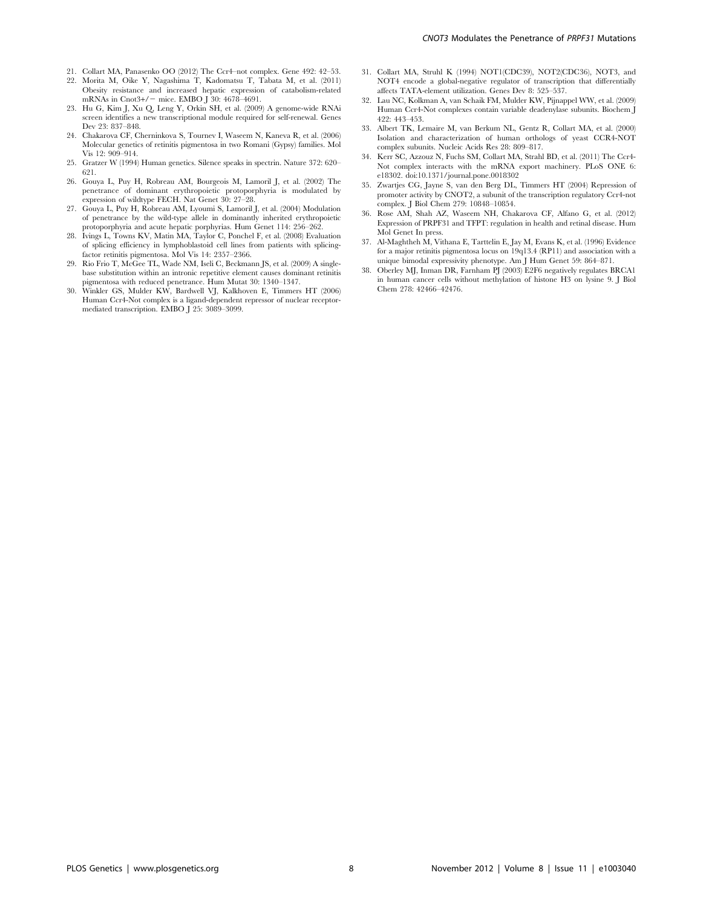21. Collart MA, Panasenko OO (2012) The Ccr4–not complex. Gene 492: 42–53.
22. Morita M, Oike Y, Nagashima T, Kadomatsu T, Tabata M, et al. (2011) Obesity resistance and increased hepatic expression of catabolism-related mRNAs in Cnot3+/− mice. EMBO J 30: 4678–4691.
23. Hu G, Kim J, Xu Q, Leng Y, Orkin SH, et al. (2009) A genome-wide RNAi screen identifies a new transcriptional module required for self-renewal. Genes Dev 23: 837–848.
24. Chakarova CF, Cherninkova S, Tournev I, Waseem N, Kaneva R, et al. (2006) Molecular genetics of retinitis pigmentosa in two Romani (Gypsy) families. Mol Vis 12: 909–914.
25. Gratzer W (1994) Human genetics. Silence speaks in spectrin. Nature 372: 620–621.
26. Gouya L, Puy H, Robreau AM, Bourgeois M, Lamoril J, et al. (2002) The penetrance of dominant erythropoietic protoporphyria is modulated by expression of wildtype FECH. Nat Genet 30: 27–28.
27. Gouya L, Puy H, Robreau AM, Lyoumi S, Lamoril J, et al. (2004) Modulation of penetrance by the wild-type allele in dominantly inherited erythropoietic protoporphyria and acute hepatic porphyrias. Hum Genet 114: 256–262.
28. Ivings L, Towns KV, Matin MA, Taylor C, Ponchel F, et al. (2008) Evaluation of splicing efficiency in lymphoblastoid cell lines from patients with splicing-factor retinitis pigmentosa. Mol Vis 14: 2357–2366.
29. Rio Frio T, McGee TL, Wade NM, Iseli C, Beckmann JS, et al. (2009) A single-base substitution within an intronic repetitive element causes dominant retinitis pigmentosa with reduced penetrance. Hum Mutat 30: 1340–1347.
30. Winkler GS, Mulder KW, Bardwell VJ, Kalkhoven E, Timmers HT (2006) Human Ccr4-Not complex is a ligand-dependent repressor of nuclear receptor-mediated transcription. EMBO J 25: 3089–3099.
31. Collart MA, Struhl K (1994) NOT1(CDC39), NOT2(CDC36), NOT3, and NOT4 encode a global-negative regulator of transcription that differentially affects TATA-element utilization. Genes Dev 8: 525–537.
32. Lau NC, Kolkman A, van Schaik FM, Mulder KW, Pijnappel WW, et al. (2009) Human Ccr4-Not complexes contain variable deadenylase subunits. Biochem J 422: 443–453.
33. Albert TK, Lemaire M, van Berkum NL, Gentz R, Collart MA, et al. (2000) Isolation and characterization of human orthologs of yeast CCR4-NOT complex subunits. Nucleic Acids Res 28: 809–817.
34. Kerr SC, Azzouz N, Fuchs SM, Collart MA, Strahl BD, et al. (2011) The Ccr4-Not complex interacts with the mRNA export machinery. PLoS ONE 6: e18302. doi:10.1371/journal.pone.0018302
35. Zwartjes CG, Jayne S, van den Berg DL, Timmers HT (2004) Repression of promoter activity by CNOT2, a subunit of the transcription regulatory Ccr4-not complex. J Biol Chem 279: 10848–10854.
36. Rose AM, Shah AZ, Waseem NH, Chakarova CF, Alfano G, et al. (2012) Expression of PRPF31 and TFPT: regulation in health and retinal disease. Hum Mol Genet In press.
37. Al-Maghtheh M, Vithana E, Tarttelin E, Jay M, Evans K, et al. (1996) Evidence for a major retinitis pigmentosa locus on 19q13.4 (RP11) and association with a unique bimodal expressivity phenotype. Am J Hum Genet 59: 864–871.
38. Oberley MJ, Inman DR, Farnham PJ (2003) E2F6 negatively regulates BRCA1 in human cancer cells without methylation of histone H3 on lysine 9. J Biol Chem 278: 42466–42476.